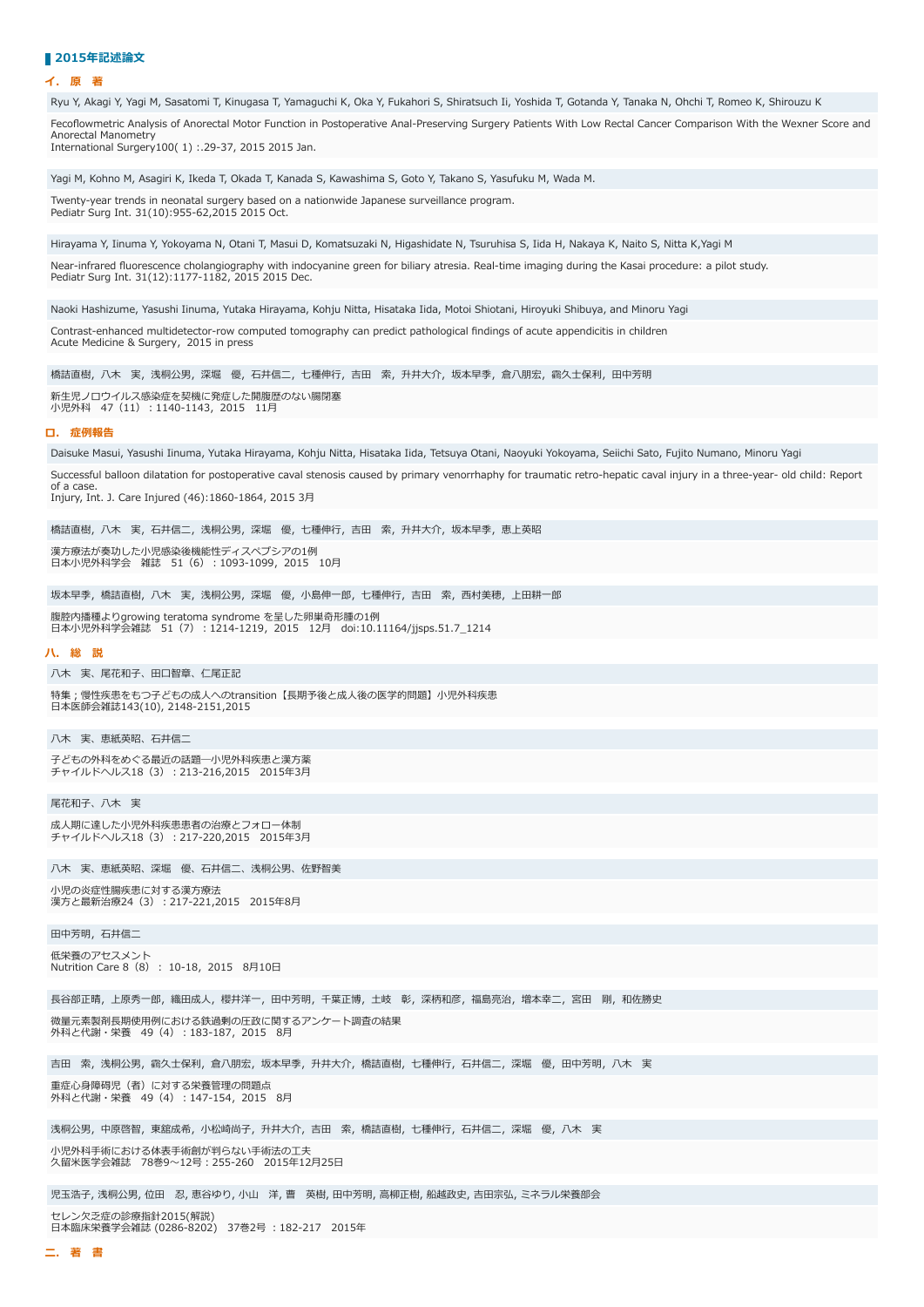## 2015年記述論文

### イ．原　著

Ryu Y, Akagi Y, Yagi M, Sasatomi T, Kinugasa T, Yamaguchi K, Oka Y, Fukahori S, Shiratsuch Ii, Yoshida T, Gotanda Y, Tanaka N, Ohchi T, Romeo K, Shirouzu K

Fecoflowmetric Analysis of Anorectal Motor Function in Postoperative Anal-Preserving Surgery Patients With Low Rectal Cancer Comparison With the Wexner Score and Anorectal Manometry
International Surgery100( 1) :.29-37, 2015 2015 Jan.

Yagi M, Kohno M, Asagiri K, Ikeda T, Okada T, Kanada S, Kawashima S, Goto Y, Takano S, Yasufuku M, Wada M.

Twenty-year trends in neonatal surgery based on a nationwide Japanese surveillance program.
Pediatr Surg Int. 31(10):955-62,2015 2015 Oct.

Hirayama Y, Iinuma Y, Yokoyama N, Otani T, Masui D, Komatsuzaki N, Higashidate N, Tsuruhisa S, Iida H, Nakaya K, Naito S, Nitta K,Yagi M

Near-infrared fluorescence cholangiography with indocyanine green for biliary atresia. Real-time imaging during the Kasai procedure: a pilot study.
Pediatr Surg Int. 31(12):1177-1182, 2015 2015 Dec.

Naoki Hashizume, Yasushi Iinuma, Yutaka Hirayama, Kohju Nitta, Hisataka Iida, Motoi Shiotani, Hiroyuki Shibuya, and Minoru Yagi

Contrast-enhanced multidetector-row computed tomography can predict pathological findings of acute appendicitis in children
Acute Medicine & Surgery, 2015 in press

橋詰直樹，八木　実，浅桐公男，深堀　優，石井信二，七種伸行，吉田　索，升井大介，坂本早季，倉八朋宏，靍久士保利，田中芳明

新生児ノロウイルス感染症を契機に発症した開腹歴のない腸閉塞
小児外科　47（11）：1140-1143，2015　11月

### ロ．症例報告

Daisuke Masui, Yasushi Iinuma, Yutaka Hirayama, Kohju Nitta, Hisataka Iida, Tetsuya Otani, Naoyuki Yokoyama, Seiichi Sato, Fujito Numano, Minoru Yagi

Successful balloon dilatation for postoperative caval stenosis caused by primary venorrhaphy for traumatic retro-hepatic caval injury in a three-year- old child: Report of a case.
Injury, Int. J. Care Injured (46):1860-1864, 2015 3月

橋詰直樹，八木　実，石井信二，浅桐公男，深堀　優，七種伸行，吉田　索，升井大介，坂本早季，恵上英昭

漢方療法が奏功した小児感染後機能性ディスペプシアの1例
日本小児外科学会　雑誌　51（6）：1093-1099，2015　10月

坂本早季，橋詰直樹，八木　実，浅桐公男，深堀　優，小島伸一郎，七種伸行，吉田　索，西村美穂，上田耕一郎

腹腔内播種よりgrowing teratoma syndrome を呈した卵巣奇形腫の1例
日本小児外科学会雑誌　51（7）：1214-1219，2015　12月　doi:10.11164/jjsps.51.7_1214

### ハ．総　説

八木　実、尾花和子、田口智章、仁尾正記

特集；慢性疾患をもつ子どもの成人へのtransition【長期予後と成人後の医学的問題】小児外科疾患
日本医師会雑誌143(10), 2148-2151,2015

八木　実、恵紙英昭、石井信二

子どもの外科をめぐる最近の話題―小児外科疾患と漢方薬
チャイルドヘルス18（3）：213-216,2015　2015年3月

尾花和子、八木　実

成人期に達した小児外科疾患患者の治療とフォロー体制
チャイルドヘルス18（3）：217-220,2015　2015年3月

八木　実、恵紙英昭、深堀　優、石井信二、浅桐公男、佐野智美

小児の炎症性腸疾患に対する漢方療法
漢方と最新治療24（3）：217-221,2015　2015年8月

田中芳明，石井信二

低栄養のアセスメント
Nutrition Care 8（8）： 10-18，2015　8月10日

長谷部正晴，上原秀一郎，織田成人，櫻井洋一，田中芳明，千葉正博，土岐　彰，深柄和彦，福島亮治，増本幸二，宮田　剛，和佐勝史

微量元素製剤長期使用例における鉄過剰の圧政に関するアンケート調査の結果
外科と代謝・栄養　49（4）：183-187，2015　8月

吉田　索，浅桐公男，靍久士保利，倉八朋宏，坂本早季，升井大介，橋詰直樹，七種伸行，石井信二，深堀　優，田中芳明，八木　実

重症心身障碍児（者）に対する栄養管理の問題点
外科と代謝・栄養　49（4）：147-154，2015　8月

浅桐公男，中原啓智，東舘成希，小松崎尚子，升井大介，吉田　索，橋詰直樹，七種伸行，石井信二，深堀　優，八木　実

小児外科手術における体表手術創が判らない手術法の工夫
久留米医学会雑誌　78巻9～12号：255-260　2015年12月25日

児玉浩子, 浅桐公男, 位田　忍, 恵谷ゆり, 小山　洋, 曹　英樹, 田中芳明, 高柳正樹, 船越政史, 吉田宗弘, ミネラル栄養部会

セレン欠乏症の診療指針2015(解説)
日本臨床栄養学会雑誌 (0286-8202)　37巻2号 ：182-217　2015年

### ニ．著　書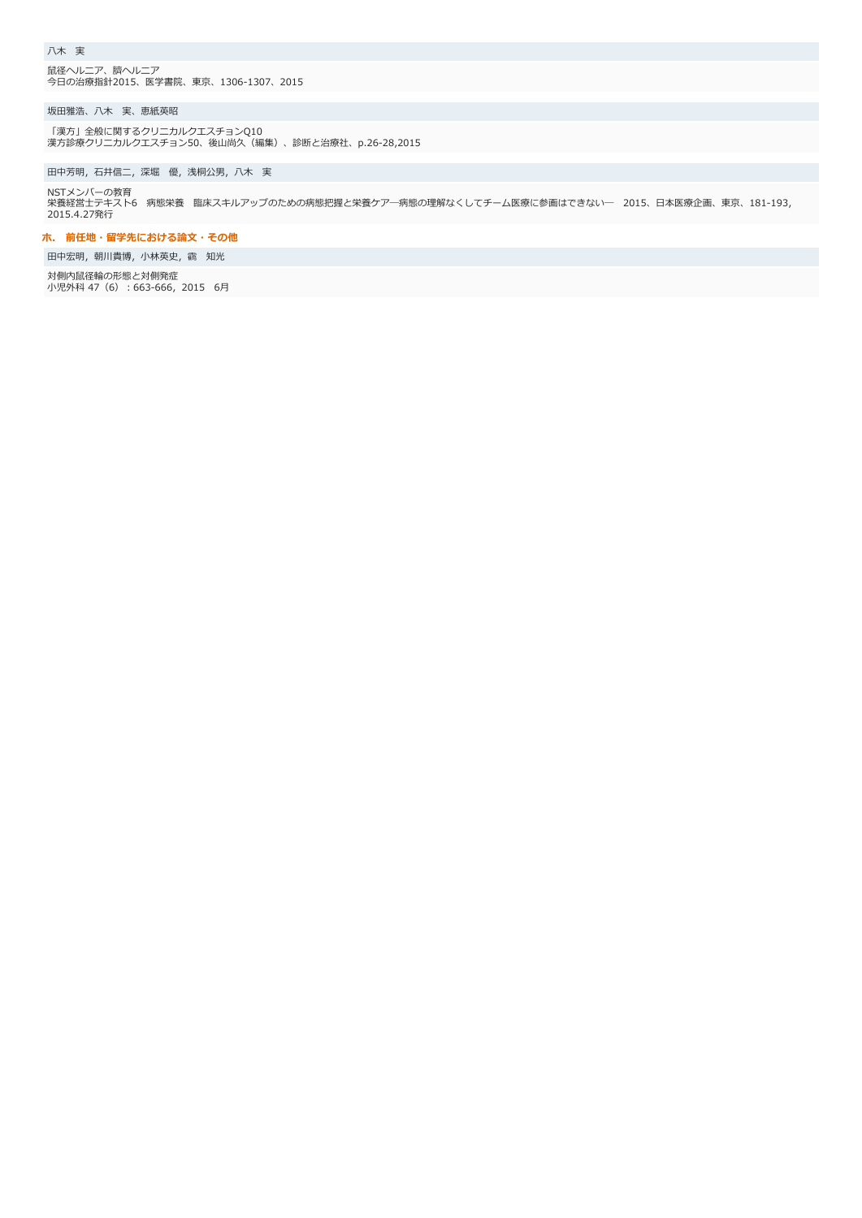八木　実

鼠径ヘルニア、臍ヘルニア
今日の治療指針2015、医学書院、東京、1306-1307、2015

坂田雅浩、八木　実、恵紙英昭

「漢方」全般に関するクリニカルクエスチョンQ10
漢方診療クリニカルクエスチョン50、後山尚久（編集）、診断と治療社、p.26-28,2015

田中芳明，石井信二，深堀　優，浅桐公男，八木　実

NSTメンバーの教育
栄養経営士テキスト6　病態栄養　臨床スキルアップのための病態把握と栄養ケア―病態の理解なくしてチーム医療に参画はできない―　2015、日本医療企画、東京、181-193, 2015.4.27発行

**ホ．前任地・留学先における論文・その他**

田中宏明，朝川貴博，小林英史，靍　知光

対側内鼠径輪の形態と対側発症
小児外科 47（6）：663-666，2015　6月